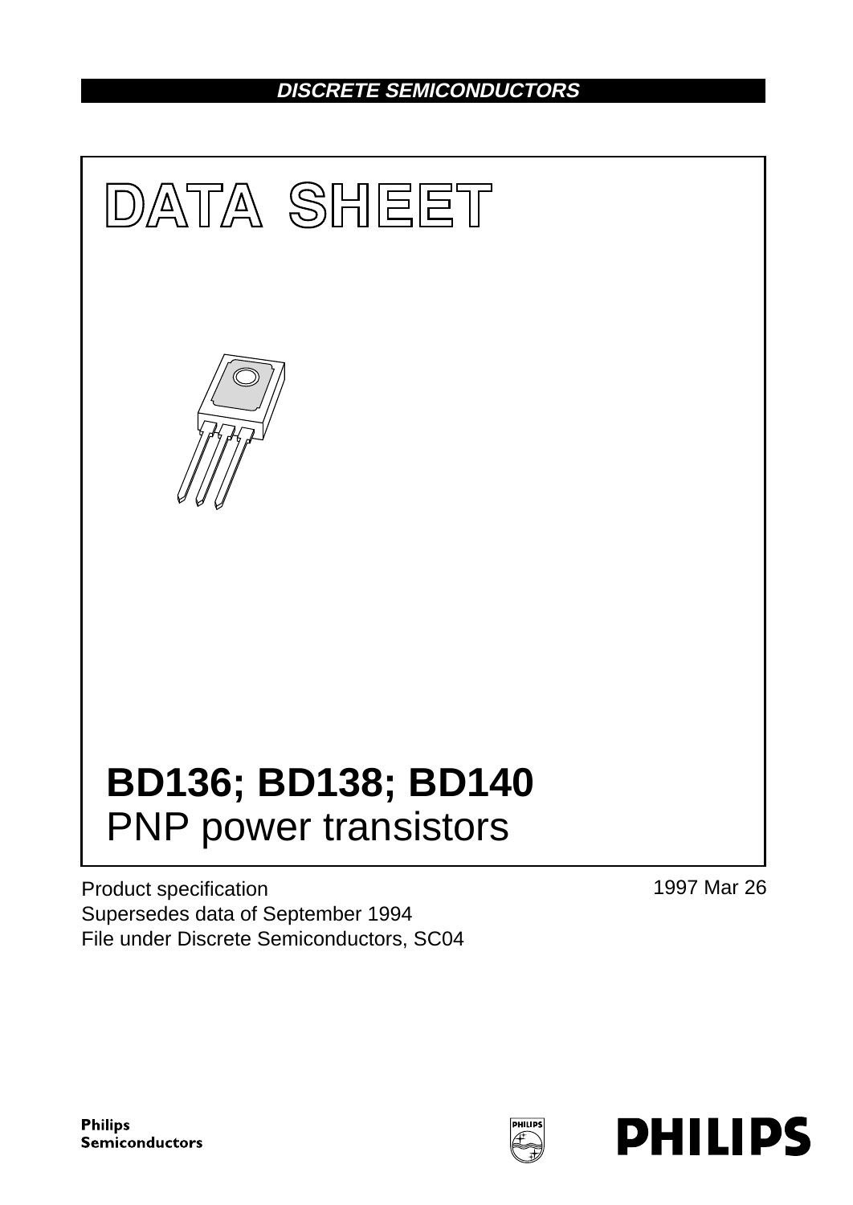**DISCRETE SEMICONDUCTORS**

# DATA SHEET

# BD136; BD138; BD140

## PNP power transistors

Product specification
Supersedes data of September 1994
File under Discrete Semiconductors, SC04

1997 Mar 26

Philips Semiconductors

PHILIPS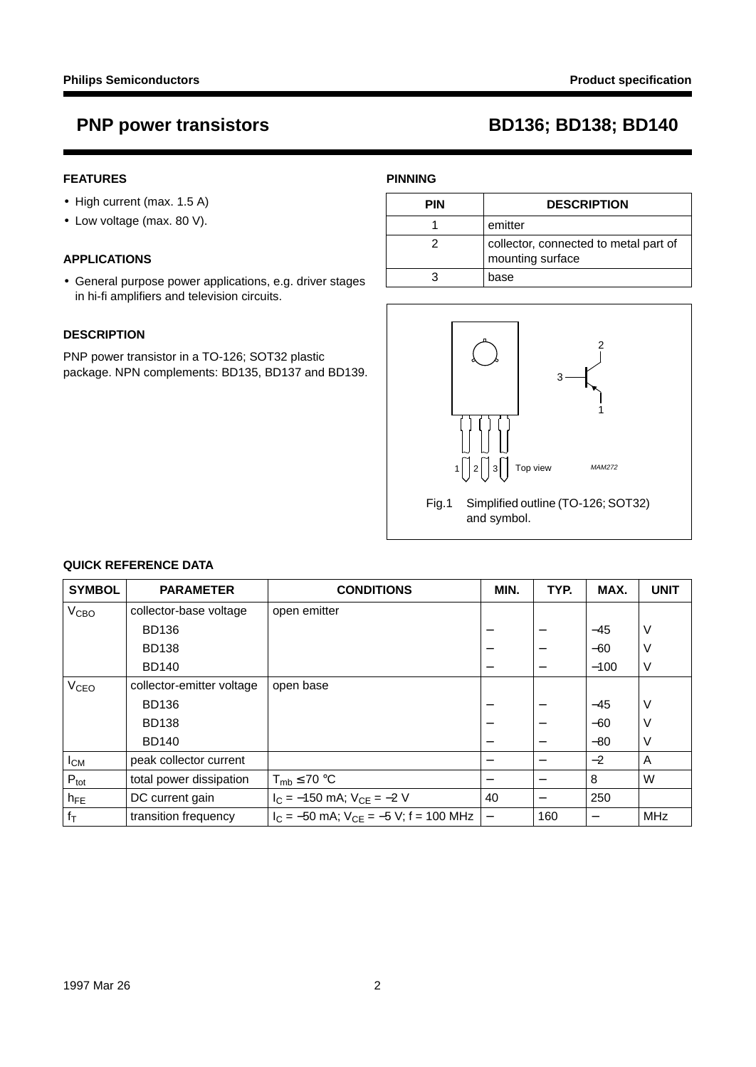# PNP power transistors BD136; BD138; BD140

## FEATURES

- High current (max. 1.5 A)
- Low voltage (max. 80 V).

## APPLICATIONS

- General purpose power applications, e.g. driver stages in hi-fi amplifiers and television circuits.

## DESCRIPTION

PNP power transistor in a TO-126; SOT32 plastic package. NPN complements: BD135, BD137 and BD139.

## PINNING

| PIN | DESCRIPTION |
|---|---|
| 1 | emitter |
| 2 | collector, connected to metal part of mounting surface |
| 3 | base |

Fig.1 Simplified outline (TO-126; SOT32) and symbol.

## QUICK REFERENCE DATA

| SYMBOL | PARAMETER | CONDITIONS | MIN. | TYP. | MAX. | UNIT |
|---|---|---|---|---|---|---|
| $V_{CBO}$ | collector-base voltage | open emitter | | | | |
| | BD136 | | – | – | −45 | V |
| | BD138 | | – | – | −60 | V |
| | BD140 | | – | – | −100 | V |
| $V_{CEO}$ | collector-emitter voltage | open base | | | | |
| | BD136 | | – | – | −45 | V |
| | BD138 | | – | – | −60 | V |
| | BD140 | | – | – | −80 | V |
| $I_{CM}$ | peak collector current | | – | – | −2 | A |
| $P_{tot}$ | total power dissipation | $T_{mb} \leq 70$ °C | – | – | 8 | W |
| $h_{FE}$ | DC current gain | $I_C = -150$ mA; $V_{CE} = -2$ V | 40 | – | 250 | |
| $f_T$ | transition frequency | $I_C = -50$ mA; $V_{CE} = -5$ V; f = 100 MHz | – | 160 | – | MHz |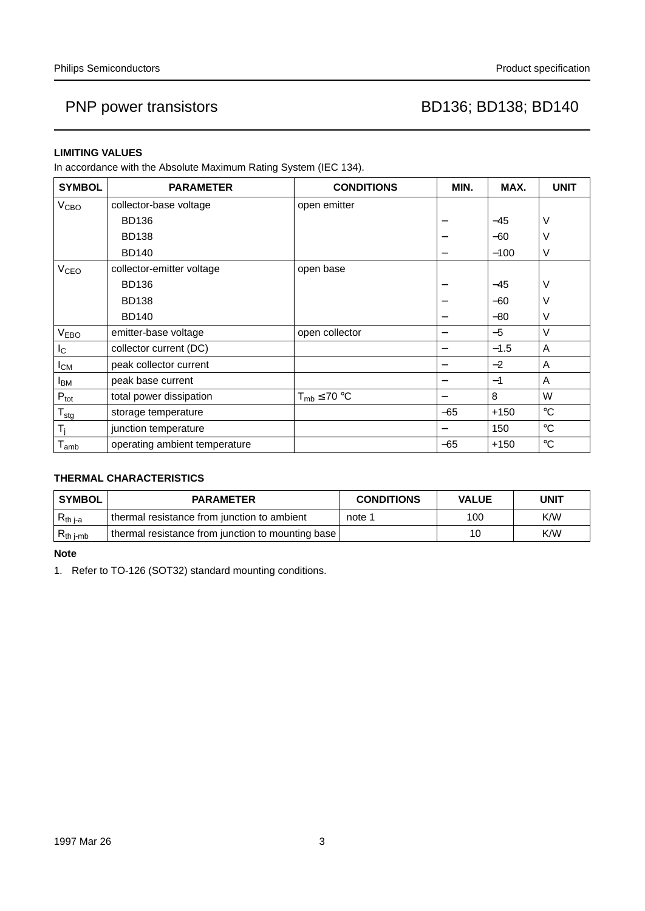## LIMITING VALUES

In accordance with the Absolute Maximum Rating System (IEC 134).

| SYMBOL | PARAMETER | CONDITIONS | MIN. | MAX. | UNIT |
|---|---|---|---|---|---|
| $V_{CBO}$ | collector-base voltage | open emitter | | | |
| | BD136 | | − | −45 | V |
| | BD138 | | − | −60 | V |
| | BD140 | | − | −100 | V |
| $V_{CEO}$ | collector-emitter voltage | open base | | | |
| | BD136 | | − | −45 | V |
| | BD138 | | − | −60 | V |
| | BD140 | | − | −80 | V |
| $V_{EBO}$ | emitter-base voltage | open collector | − | −5 | V |
| $I_C$ | collector current (DC) | | − | −1.5 | A |
| $I_{CM}$ | peak collector current | | − | −2 | A |
| $I_{BM}$ | peak base current | | − | −1 | A |
| $P_{tot}$ | total power dissipation | $T_{mb} \leq 70$ °C | − | 8 | W |
| $T_{stg}$ | storage temperature | | −65 | +150 | °C |
| $T_j$ | junction temperature | | − | 150 | °C |
| $T_{amb}$ | operating ambient temperature | | −65 | +150 | °C |

## THERMAL CHARACTERISTICS

| SYMBOL | PARAMETER | CONDITIONS | VALUE | UNIT |
|---|---|---|---|---|
| $R_{th\ j\text{-}a}$ | thermal resistance from junction to ambient | note 1 | 100 | K/W |
| $R_{th\ j\text{-}mb}$ | thermal resistance from junction to mounting base | | 10 | K/W |

**Note**

1. Refer to TO-126 (SOT32) standard mounting conditions.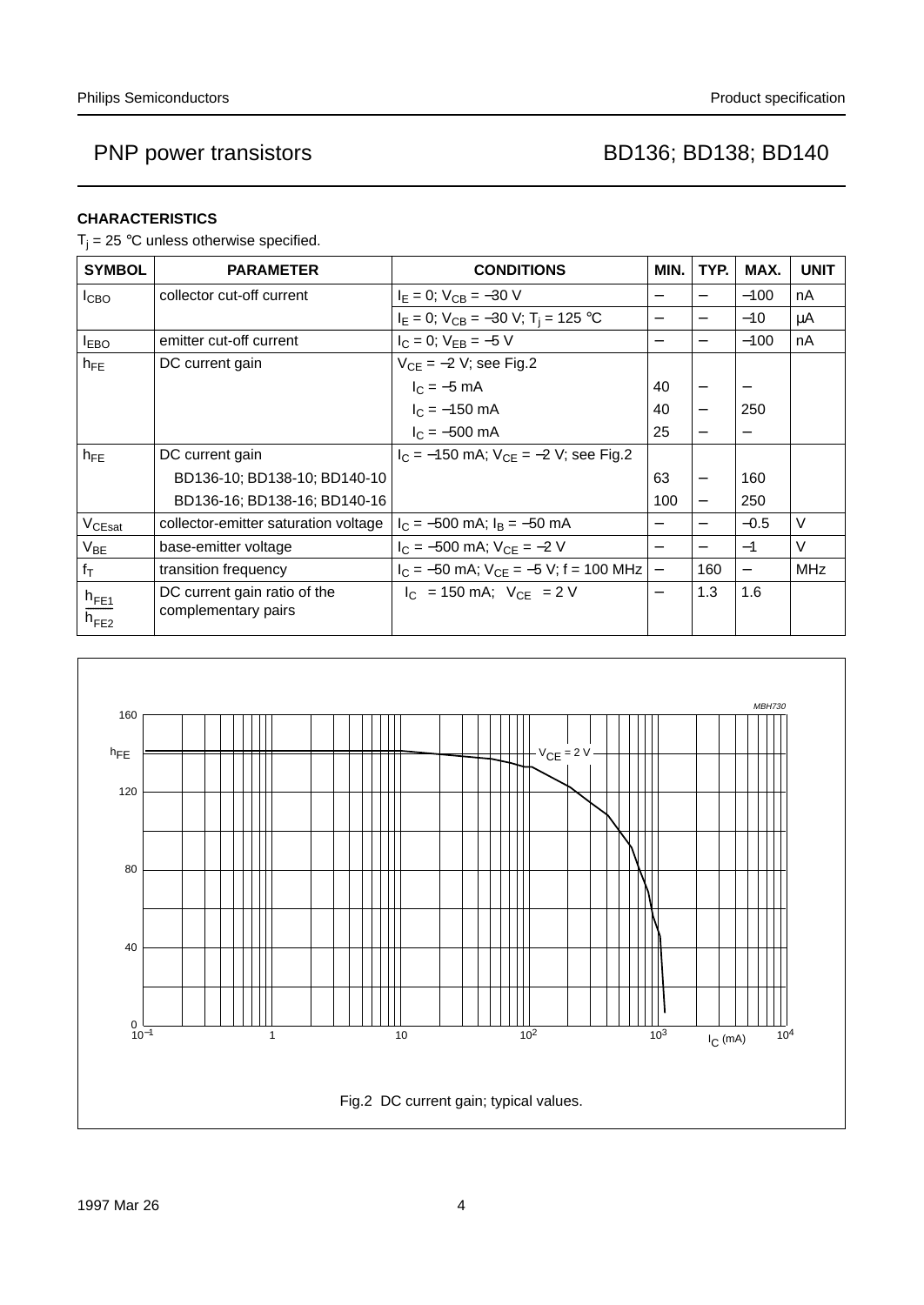## CHARACTERISTICS

$T_j$ = 25 °C unless otherwise specified.

| SYMBOL | PARAMETER | CONDITIONS | MIN. | TYP. | MAX. | UNIT |
|---|---|---|---|---|---|---|
| $I_{CBO}$ | collector cut-off current | $I_E$ = 0; $V_{CB}$ = −30 V | − | − | −100 | nA |
| | | $I_E$ = 0; $V_{CB}$ = −30 V; $T_j$ = 125 °C | − | − | −10 | μA |
| $I_{EBO}$ | emitter cut-off current | $I_C$ = 0; $V_{EB}$ = −5 V | − | − | −100 | nA |
| $h_{FE}$ | DC current gain | $V_{CE}$ = −2 V; see Fig.2 | | | | |
| | | $I_C$ = −5 mA | 40 | − | − | |
| | | $I_C$ = −150 mA | 40 | − | 250 | |
| | | $I_C$ = −500 mA | 25 | − | − | |
| $h_{FE}$ | DC current gain | $I_C$ = −150 mA; $V_{CE}$ = −2 V; see Fig.2 | | | | |
| | BD136-10; BD138-10; BD140-10 | | 63 | − | 160 | |
| | BD136-16; BD138-16; BD140-16 | | 100 | − | 250 | |
| $V_{CEsat}$ | collector-emitter saturation voltage | $I_C$ = −500 mA; $I_B$ = −50 mA | − | − | −0.5 | V |
| $V_{BE}$ | base-emitter voltage | $I_C$ = −500 mA; $V_{CE}$ = −2 V | − | − | −1 | V |
| $f_T$ | transition frequency | $I_C$ = −50 mA; $V_{CE}$ = −5 V; f = 100 MHz | − | 160 | − | MHz |
| $\frac{h_{FE1}}{h_{FE2}}$ | DC current gain ratio of the complementary pairs | $I_C$ = 150 mA; $V_{CE}$ = 2 V | − | 1.3 | 1.6 | |

Fig.2 DC current gain; typical values.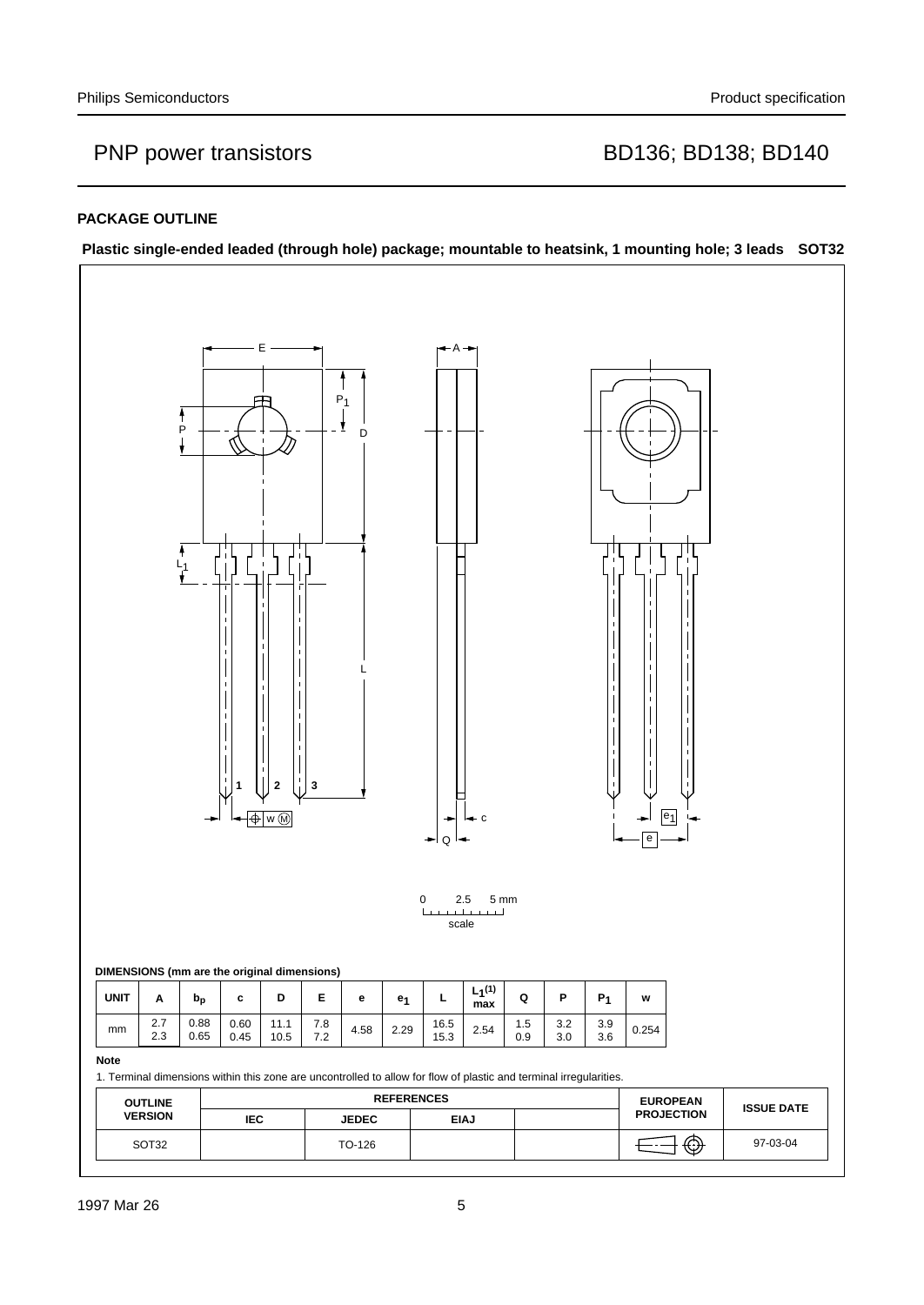## PACKAGE OUTLINE

**Plastic single-ended leaded (through hole) package; mountable to heatsink, 1 mounting hole; 3 leads SOT32**

**DIMENSIONS (mm are the original dimensions)**

| UNIT | A | $b_p$ | c | D | E | e | $e_1$ | L | $L_1^{(1)}$ max | Q | P | $P_1$ | w |
|---|---|---|---|---|---|---|---|---|---|---|---|---|---|
| mm | 2.7<br>2.3 | 0.88<br>0.65 | 0.60<br>0.45 | 11.1<br>10.5 | 7.8<br>7.2 | 4.58 | 2.29 | 16.5<br>15.3 | 2.54 | 1.5<br>0.9 | 3.2<br>3.0 | 3.9<br>3.6 | 0.254 |

**Note**

1. Terminal dimensions within this zone are uncontrolled to allow for flow of plastic and terminal irregularities.

| OUTLINE VERSION | REFERENCES | | | | EUROPEAN PROJECTION | ISSUE DATE |
|---|---|---|---|---|---|---|
| | IEC | JEDEC | EIAJ | | | |
| SOT32 | | TO-126 | | | | 97-03-04 |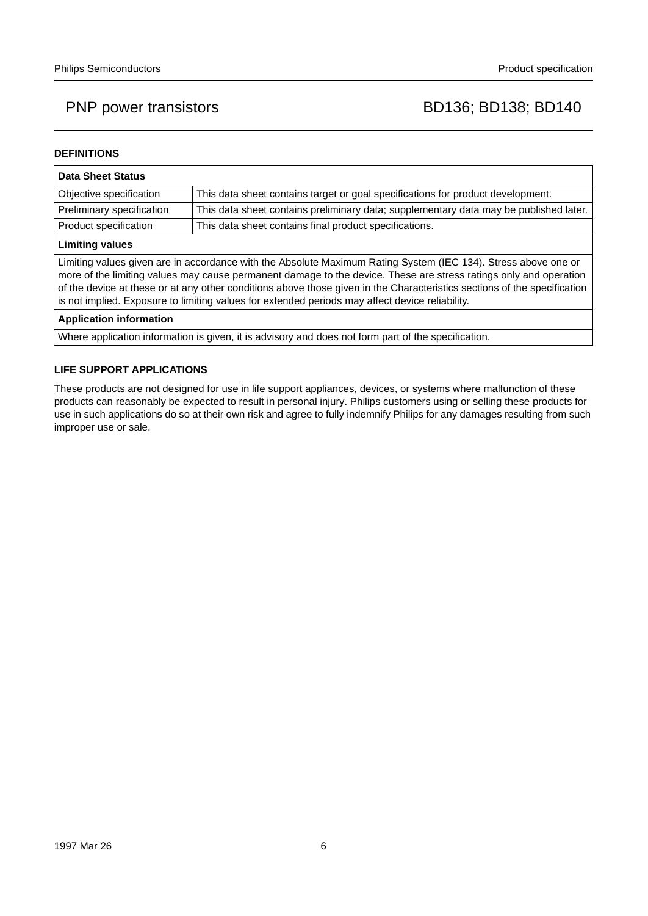## DEFINITIONS

| Data Sheet Status | |
|---|---|
| Objective specification | This data sheet contains target or goal specifications for product development. |
| Preliminary specification | This data sheet contains preliminary data; supplementary data may be published later. |
| Product specification | This data sheet contains final product specifications. |
| **Limiting values** | |
| Limiting values given are in accordance with the Absolute Maximum Rating System (IEC 134). Stress above one or more of the limiting values may cause permanent damage to the device. These are stress ratings only and operation of the device at these or at any other conditions above those given in the Characteristics sections of the specification is not implied. Exposure to limiting values for extended periods may affect device reliability. | |
| **Application information** | |
| Where application information is given, it is advisory and does not form part of the specification. | |

## LIFE SUPPORT APPLICATIONS

These products are not designed for use in life support appliances, devices, or systems where malfunction of these products can reasonably be expected to result in personal injury. Philips customers using or selling these products for use in such applications do so at their own risk and agree to fully indemnify Philips for any damages resulting from such improper use or sale.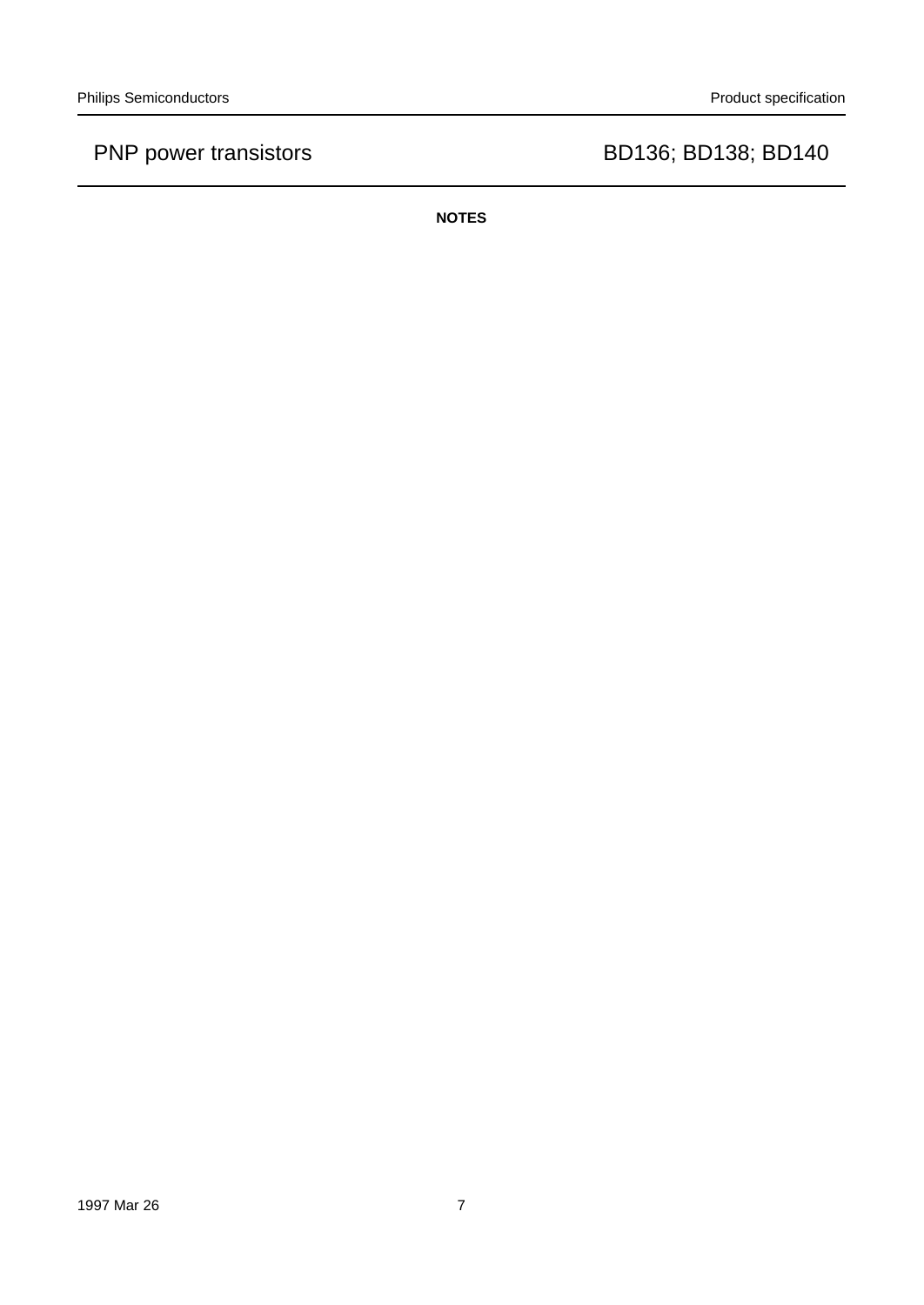## NOTES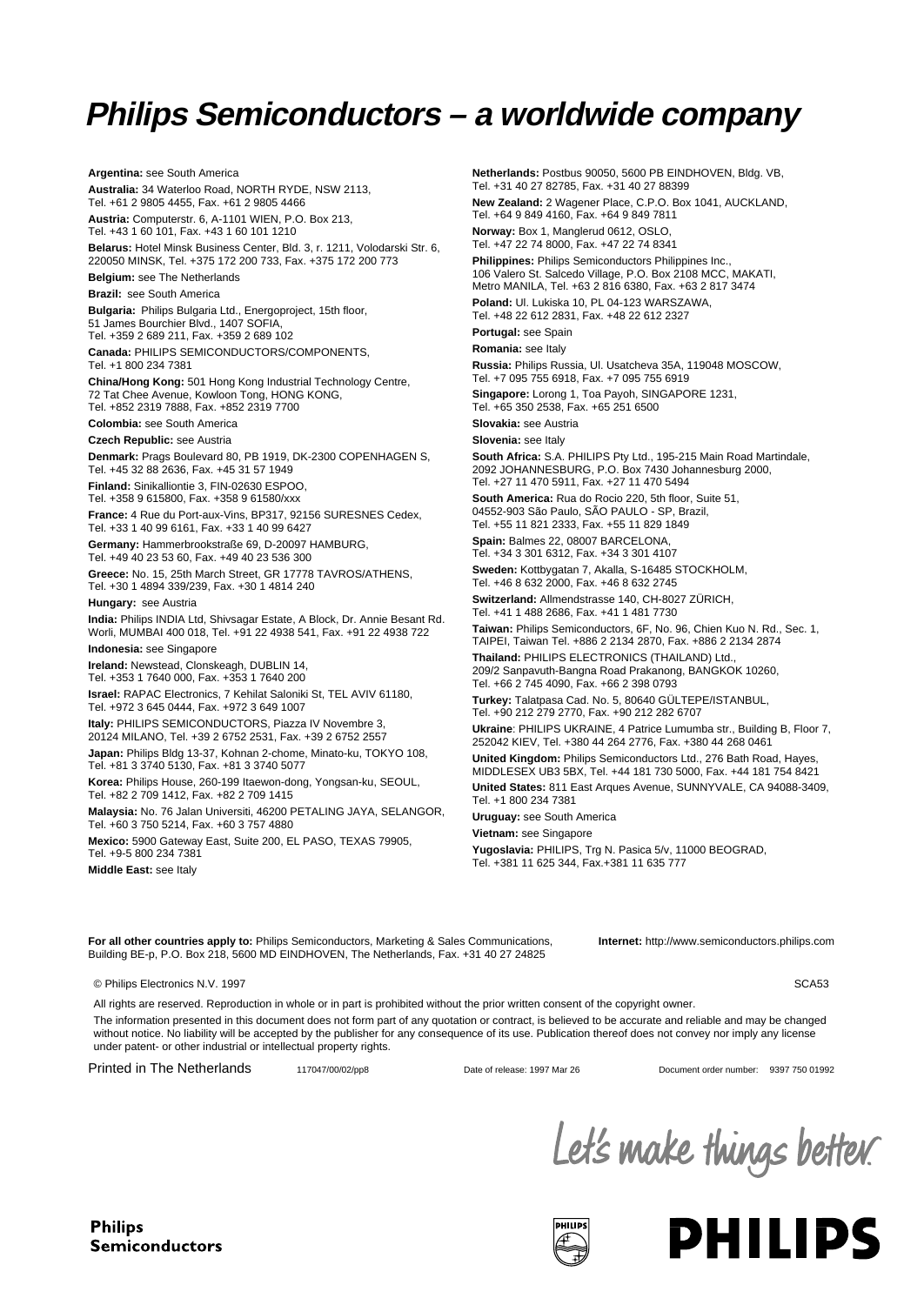# Philips Semiconductors – a worldwide company

**Argentina:** see South America

**Australia:** 34 Waterloo Road, NORTH RYDE, NSW 2113, Tel. +61 2 9805 4455, Fax. +61 2 9805 4466

**Austria:** Computerstr. 6, A-1101 WIEN, P.O. Box 213, Tel. +43 1 60 101, Fax. +43 1 60 101 1210

**Belarus:** Hotel Minsk Business Center, Bld. 3, r. 1211, Volodarski Str. 6, 220050 MINSK, Tel. +375 172 200 733, Fax. +375 172 200 773

**Belgium:** see The Netherlands

**Brazil:** see South America

**Bulgaria:** Philips Bulgaria Ltd., Energoproject, 15th floor, 51 James Bourchier Blvd., 1407 SOFIA, Tel. +359 2 689 211, Fax. +359 2 689 102

**Canada:** PHILIPS SEMICONDUCTORS/COMPONENTS, Tel. +1 800 234 7381

**China/Hong Kong:** 501 Hong Kong Industrial Technology Centre, 72 Tat Chee Avenue, Kowloon Tong, HONG KONG, Tel. +852 2319 7888, Fax. +852 2319 7700

**Colombia:** see South America

**Czech Republic:** see Austria

**Denmark:** Prags Boulevard 80, PB 1919, DK-2300 COPENHAGEN S, Tel. +45 32 88 2636, Fax. +45 31 57 1949

**Finland:** Sinikalliontie 3, FIN-02630 ESPOO, Tel. +358 9 615800, Fax. +358 9 61580/xxx

**France:** 4 Rue du Port-aux-Vins, BP317, 92156 SURESNES Cedex, Tel. +33 1 40 99 6161, Fax. +33 1 40 99 6427

**Germany:** Hammerbrookstraße 69, D-20097 HAMBURG, Tel. +49 40 23 53 60, Fax. +49 40 23 536 300

**Greece:** No. 15, 25th March Street, GR 17778 TAVROS/ATHENS, Tel. +30 1 4894 339/239, Fax. +30 1 4814 240

**Hungary:** see Austria

**India:** Philips INDIA Ltd, Shivsagar Estate, A Block, Dr. Annie Besant Rd. Worli, MUMBAI 400 018, Tel. +91 22 4938 541, Fax. +91 22 4938 722

**Indonesia:** see Singapore

**Ireland:** Newstead, Clonskeagh, DUBLIN 14, Tel. +353 1 7640 000, Fax. +353 1 7640 200

**Israel:** RAPAC Electronics, 7 Kehilat Saloniki St, TEL AVIV 61180, Tel. +972 3 645 0444, Fax. +972 3 649 1007

**Italy:** PHILIPS SEMICONDUCTORS, Piazza IV Novembre 3, 20124 MILANO, Tel. +39 2 6752 2531, Fax. +39 2 6752 2557

**Japan:** Philips Bldg 13-37, Kohnan 2-chome, Minato-ku, TOKYO 108, Tel. +81 3 3740 5130, Fax. +81 3 3740 5077

**Korea:** Philips House, 260-199 Itaewon-dong, Yongsan-ku, SEOUL, Tel. +82 2 709 1412, Fax. +82 2 709 1415

**Malaysia:** No. 76 Jalan Universiti, 46200 PETALING JAYA, SELANGOR, Tel. +60 3 750 5214, Fax. +60 3 757 4880

**Mexico:** 5900 Gateway East, Suite 200, EL PASO, TEXAS 79905, Tel. +9-5 800 234 7381

**Middle East:** see Italy

**Netherlands:** Postbus 90050, 5600 PB EINDHOVEN, Bldg. VB, Tel. +31 40 27 82785, Fax. +31 40 27 88399

**New Zealand:** 2 Wagener Place, C.P.O. Box 1041, AUCKLAND, Tel. +64 9 849 4160, Fax. +64 9 849 7811

**Norway:** Box 1, Manglerud 0612, OSLO, Tel. +47 22 74 8000, Fax. +47 22 74 8341

**Philippines:** Philips Semiconductors Philippines Inc., 106 Valero St. Salcedo Village, P.O. Box 2108 MCC, MAKATI, Metro MANILA, Tel. +63 2 816 6380, Fax. +63 2 817 3474

**Poland:** Ul. Lukiska 10, PL 04-123 WARSZAWA, Tel. +48 22 612 2831, Fax. +48 22 612 2327

**Portugal:** see Spain

**Romania:** see Italy

**Russia:** Philips Russia, Ul. Usatcheva 35A, 119048 MOSCOW, Tel. +7 095 755 6918, Fax. +7 095 755 6919

**Singapore:** Lorong 1, Toa Payoh, SINGAPORE 1231, Tel. +65 350 2538, Fax. +65 251 6500

**Slovakia:** see Austria

**Slovenia:** see Italy

**South Africa:** S.A. PHILIPS Pty Ltd., 195-215 Main Road Martindale, 2092 JOHANNESBURG, P.O. Box 7430 Johannesburg 2000, Tel. +27 11 470 5911, Fax. +27 11 470 5494

**South America:** Rua do Rocio 220, 5th floor, Suite 51, 04552-903 São Paulo, SÃO PAULO - SP, Brazil, Tel. +55 11 821 2333, Fax. +55 11 829 1849

**Spain:** Balmes 22, 08007 BARCELONA, Tel. +34 3 301 6312, Fax. +34 3 301 4107

**Sweden:** Kottbygatan 7, Akalla, S-16485 STOCKHOLM, Tel. +46 8 632 2000, Fax. +46 8 632 2745

**Switzerland:** Allmendstrasse 140, CH-8027 ZÜRICH, Tel. +41 1 488 2686, Fax. +41 1 481 7730

**Taiwan:** Philips Semiconductors, 6F, No. 96, Chien Kuo N. Rd., Sec. 1, TAIPEI, Taiwan Tel. +886 2 2134 2870, Fax. +886 2 2134 2874

**Thailand:** PHILIPS ELECTRONICS (THAILAND) Ltd., 209/2 Sanpavuth-Bangna Road Prakanong, BANGKOK 10260, Tel. +66 2 745 4090, Fax. +66 2 398 0793

**Turkey:** Talatpasa Cad. No. 5, 80640 GÜLTEPE/ISTANBUL, Tel. +90 212 279 2770, Fax. +90 212 282 6707

**Ukraine**: PHILIPS UKRAINE, 4 Patrice Lumumba str., Building B, Floor 7, 252042 KIEV, Tel. +380 44 264 2776, Fax. +380 44 268 0461

**United Kingdom:** Philips Semiconductors Ltd., 276 Bath Road, Hayes, MIDDLESEX UB3 5BX, Tel. +44 181 730 5000, Fax. +44 181 754 8421

**United States:** 811 East Arques Avenue, SUNNYVALE, CA 94088-3409, Tel. +1 800 234 7381

**Uruguay:** see South America

**Vietnam:** see Singapore

**Yugoslavia:** PHILIPS, Trg N. Pasica 5/v, 11000 BEOGRAD, Tel. +381 11 625 344, Fax.+381 11 635 777

**For all other countries apply to:** Philips Semiconductors, Marketing & Sales Communications, Building BE-p, P.O. Box 218, 5600 MD EINDHOVEN, The Netherlands, Fax. +31 40 27 24825

**Internet:** http://www.semiconductors.philips.com

© Philips Electronics N.V. 1997 SCA53

All rights are reserved. Reproduction in whole or in part is prohibited without the prior written consent of the copyright owner.

The information presented in this document does not form part of any quotation or contract, is believed to be accurate and reliable and may be changed without notice. No liability will be accepted by the publisher for any consequence of its use. Publication thereof does not convey nor imply any license under patent- or other industrial or intellectual property rights.

Printed in The Netherlands 117047/00/02/pp8 Date of release: 1997 Mar 26 Document order number: 9397 750 01992

Let's make things better.

**Philips Semiconductors**

**PHILIPS**